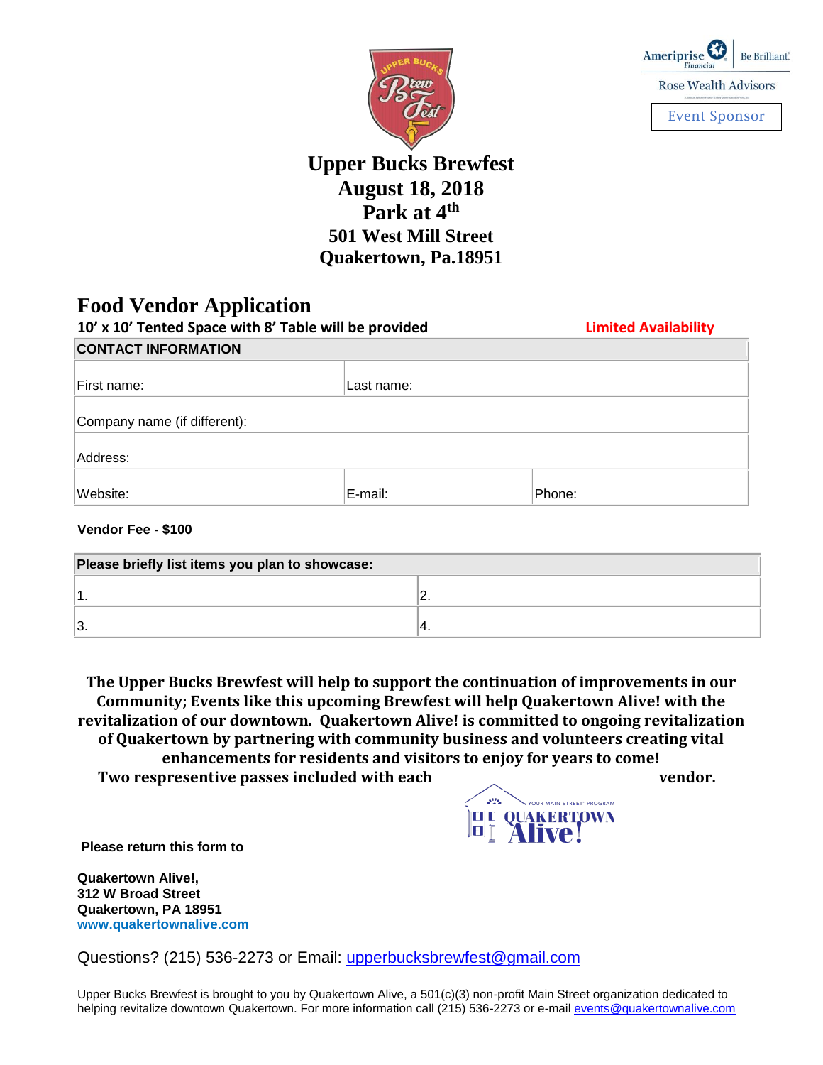Ameriprise Financial | Be Brilliant®

Rose Wealth Advisors

Event Sponsor

# Upper Bucks Brewfest
# August 18, 2018
# Park at 4th
## 501 West Mill Street
## Quakertown, Pa.18951

## Food Vendor Application

**10' x 10' Tented Space with 8' Table will be provided** **Limited Availability**

| CONTACT INFORMATION | | |
|---|---|---|
| First name: | Last name: | |
| Company name (if different): | | |
| Address: | | |
| Website: | E-mail: | Phone: |

**Vendor Fee - $100**

| Please briefly list items you plan to showcase: | |
|---|---|
| 1. | 2. |
| 3. | 4. |

**The Upper Bucks Brewfest will help to support the continuation of improvements in our Community; Events like this upcoming Brewfest will help Quakertown Alive! with the revitalization of our downtown. Quakertown Alive! is committed to ongoing revitalization of Quakertown by partnering with community business and volunteers creating vital enhancements for residents and visitors to enjoy for years to come!**

**Two respresentive passes included with each vendor.**

YOUR MAIN STREET PROGRAM QUAKERTOWN Alive!

**Please return this form to**

**Quakertown Alive!,**
**312 W Broad Street**
**Quakertown, PA 18951**
**www.quakertownalive.com**

Questions? (215) 536-2273 or Email: upperbucksbrewfest@gmail.com

Upper Bucks Brewfest is brought to you by Quakertown Alive, a 501(c)(3) non-profit Main Street organization dedicated to helping revitalize downtown Quakertown. For more information call (215) 536-2273 or e-mail events@quakertownalive.com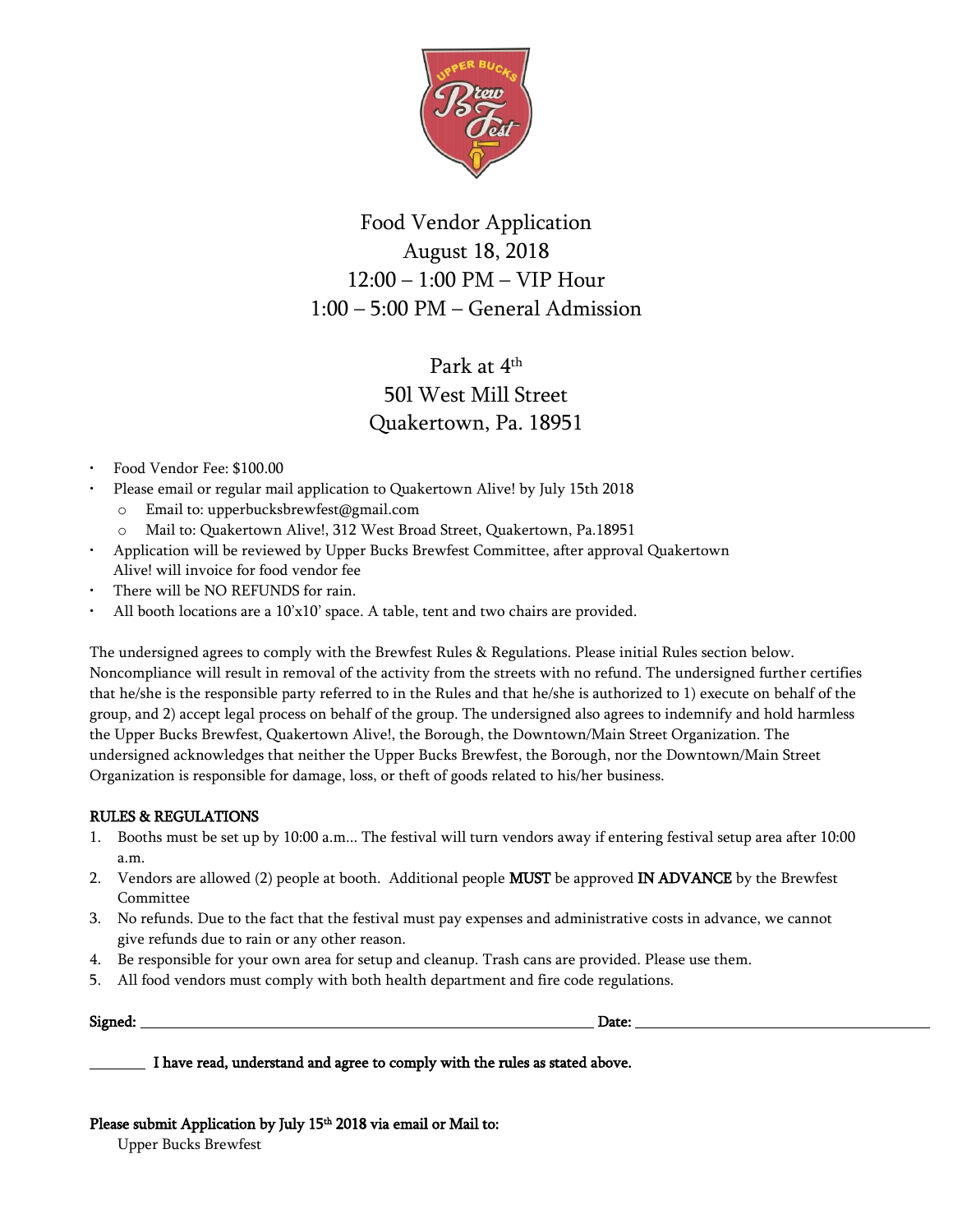Food Vendor Application
August 18, 2018
12:00 – 1:00 PM – VIP Hour
1:00 – 5:00 PM – General Admission

Park at 4th
501 West Mill Street
Quakertown, Pa. 18951

- Food Vendor Fee: $100.00
- Please email or regular mail application to Quakertown Alive! by July 15th 2018
  - Email to: upperbucksbrewfest@gmail.com
  - Mail to: Quakertown Alive!, 312 West Broad Street, Quakertown, Pa.18951
- Application will be reviewed by Upper Bucks Brewfest Committee, after approval Quakertown Alive! will invoice for food vendor fee
- There will be NO REFUNDS for rain.
- All booth locations are a 10'x10' space. A table, tent and two chairs are provided.

The undersigned agrees to comply with the Brewfest Rules & Regulations. Please initial Rules section below. Noncompliance will result in removal of the activity from the streets with no refund. The undersigned further certifies that he/she is the responsible party referred to in the Rules and that he/she is authorized to 1) execute on behalf of the group, and 2) accept legal process on behalf of the group. The undersigned also agrees to indemnify and hold harmless the Upper Bucks Brewfest, Quakertown Alive!, the Borough, the Downtown/Main Street Organization. The undersigned acknowledges that neither the Upper Bucks Brewfest, the Borough, nor the Downtown/Main Street Organization is responsible for damage, loss, or theft of goods related to his/her business.

**RULES & REGULATIONS**

1. Booths must be set up by 10:00 a.m... The festival will turn vendors away if entering festival setup area after 10:00 a.m.
2. Vendors are allowed (2) people at booth. Additional people **MUST** be approved **IN ADVANCE** by the Brewfest Committee
3. No refunds. Due to the fact that the festival must pay expenses and administrative costs in advance, we cannot give refunds due to rain or any other reason.
4. Be responsible for your own area for setup and cleanup. Trash cans are provided. Please use them.
5. All food vendors must comply with both health department and fire code regulations.

**Signed:** ______________________________ **Date:** ______________________

________ **I have read, understand and agree to comply with the rules as stated above.**

**Please submit Application by July 15th 2018 via email or Mail to:**

Upper Bucks Brewfest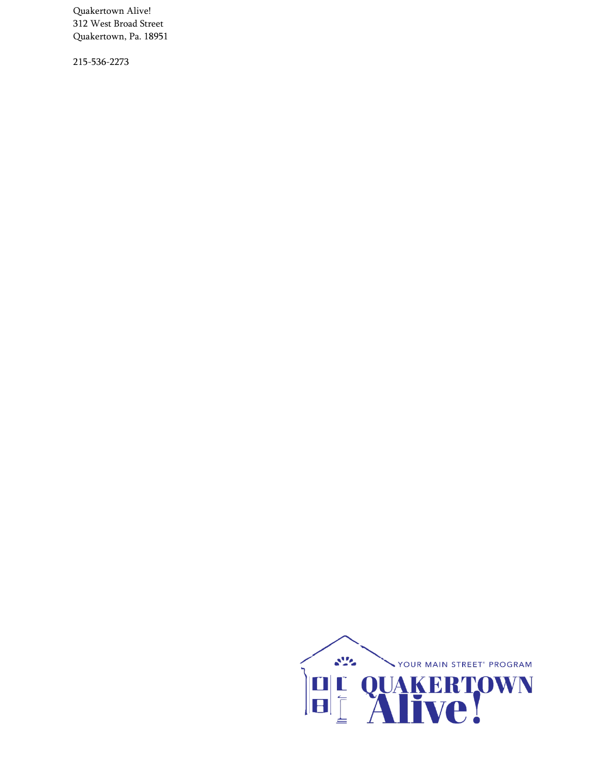Quakertown Alive!
312 West Broad Street
Quakertown, Pa. 18951

215-536-2273

YOUR MAIN STREET® PROGRAM
QUAKERTOWN
Alive!